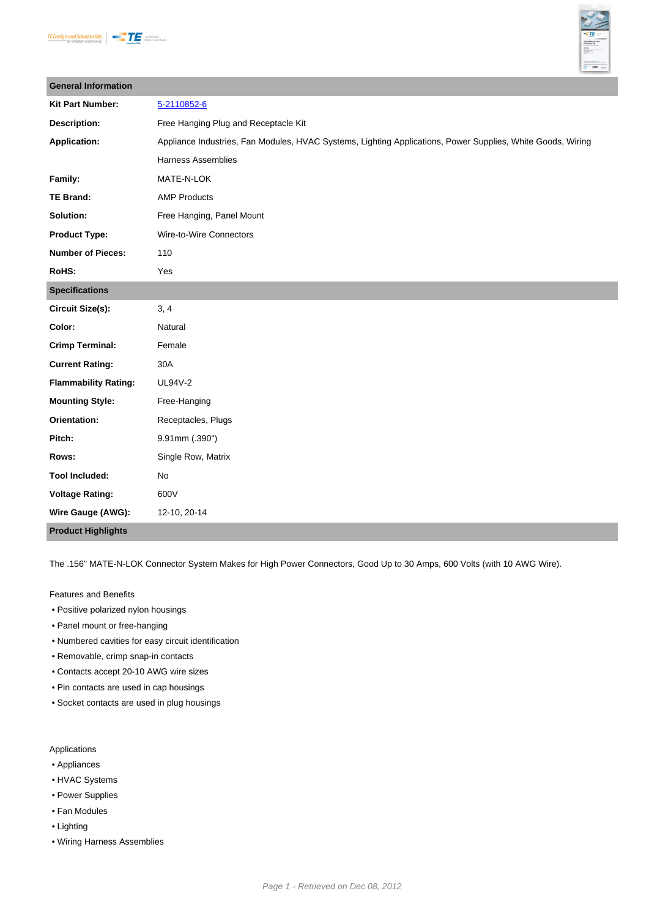| General Information | |
|---|---|
| **Kit Part Number:** | 5-2110852-6 |
| **Description:** | Free Hanging Plug and Receptacle Kit |
| **Application:** | Appliance Industries, Fan Modules, HVAC Systems, Lighting Applications, Power Supplies, White Goods, Wiring Harness Assemblies |
| **Family:** | MATE-N-LOK |
| **TE Brand:** | AMP Products |
| **Solution:** | Free Hanging, Panel Mount |
| **Product Type:** | Wire-to-Wire Connectors |
| **Number of Pieces:** | 110 |
| **RoHS:** | Yes |

| Specifications | |
|---|---|
| **Circuit Size(s):** | 3, 4 |
| **Color:** | Natural |
| **Crimp Terminal:** | Female |
| **Current Rating:** | 30A |
| **Flammability Rating:** | UL94V-2 |
| **Mounting Style:** | Free-Hanging |
| **Orientation:** | Receptacles, Plugs |
| **Pitch:** | 9.91mm (.390") |
| **Rows:** | Single Row, Matrix |
| **Tool Included:** | No |
| **Voltage Rating:** | 600V |
| **Wire Gauge (AWG):** | 12-10, 20-14 |

## Product Highlights

The .156" MATE-N-LOK Connector System Makes for High Power Connectors, Good Up to 30 Amps, 600 Volts (with 10 AWG Wire).

Features and Benefits

- Positive polarized nylon housings
- Panel mount or free-hanging
- Numbered cavities for easy circuit identification
- Removable, crimp snap-in contacts
- Contacts accept 20-10 AWG wire sizes
- Pin contacts are used in cap housings
- Socket contacts are used in plug housings

Applications

- Appliances
- HVAC Systems
- Power Supplies
- Fan Modules
- Lighting
- Wiring Harness Assemblies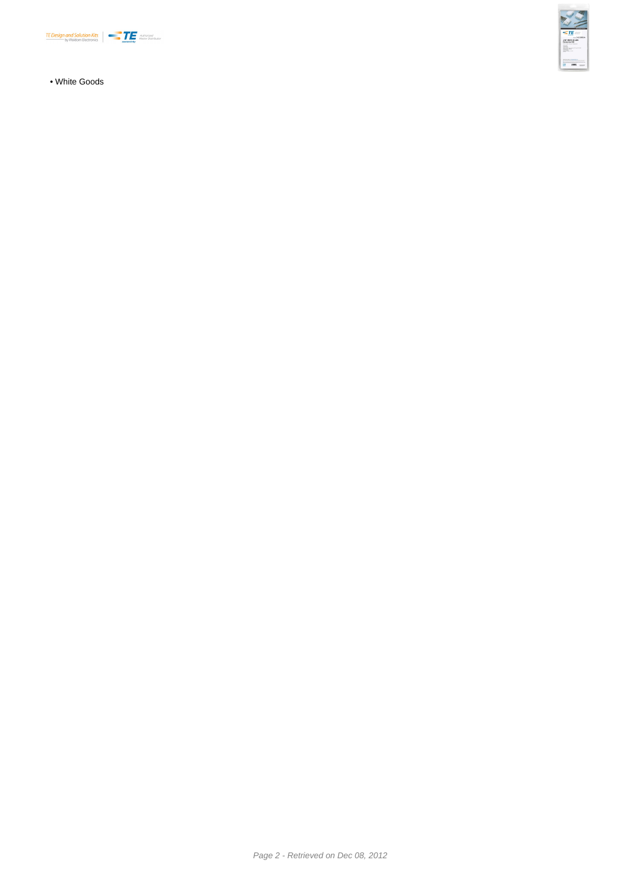- White Goods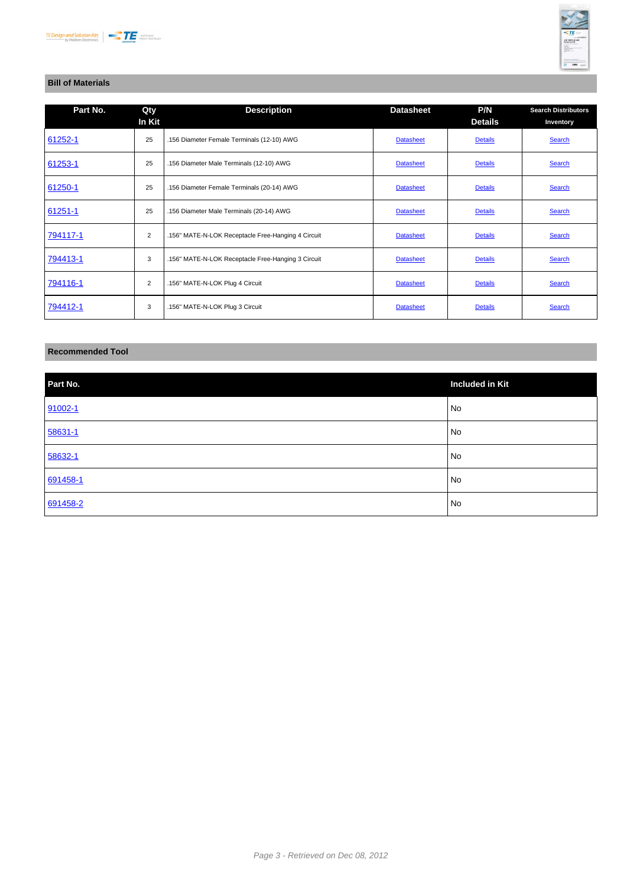## Bill of Materials

| Part No. | Qty In Kit | Description | Datasheet | P/N Details | Search Distributors Inventory |
|---|---|---|---|---|---|
| 61252-1 | 25 | .156 Diameter Female Terminals (12-10) AWG | Datasheet | Details | Search |
| 61253-1 | 25 | .156 Diameter Male Terminals (12-10) AWG | Datasheet | Details | Search |
| 61250-1 | 25 | .156 Diameter Female Terminals (20-14) AWG | Datasheet | Details | Search |
| 61251-1 | 25 | .156 Diameter Male Terminals (20-14) AWG | Datasheet | Details | Search |
| 794117-1 | 2 | .156" MATE-N-LOK Receptacle Free-Hanging 4 Circuit | Datasheet | Details | Search |
| 794413-1 | 3 | .156" MATE-N-LOK Receptacle Free-Hanging 3 Circuit | Datasheet | Details | Search |
| 794116-1 | 2 | .156" MATE-N-LOK Plug 4 Circuit | Datasheet | Details | Search |
| 794412-1 | 3 | .156" MATE-N-LOK Plug 3 Circuit | Datasheet | Details | Search |

## Recommended Tool

| Part No. | Included in Kit |
|---|---|
| 91002-1 | No |
| 58631-1 | No |
| 58632-1 | No |
| 691458-1 | No |
| 691458-2 | No |

*Page 3 - Retrieved on Dec 08, 2012*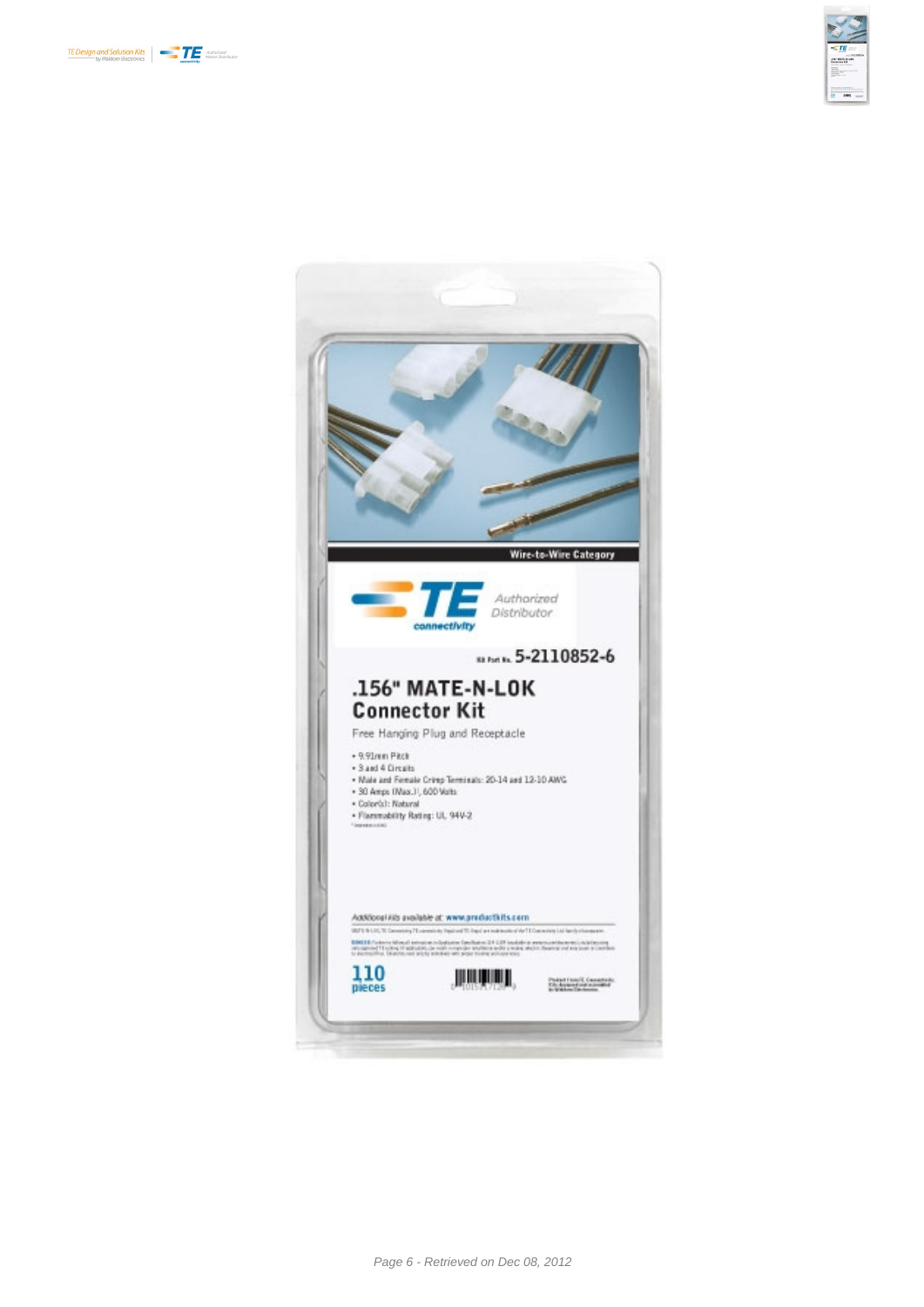Wire-to-Wire Category

Authorized Distributor

Kit Part No. 5-2110852-6

## .156" MATE-N-LOK Connector Kit

Free Hanging Plug and Receptacle

- 9.91mm Pitch
- 3 and 4 Circuits
- Male and Female Crimp Terminals: 20-14 and 12-10 AWG
- 30 Amps (Max.)*, 600 Volts
- Color(s): Natural
- Flammability Rating: UL 94V-2

Additional kits available at: www.productkits.com

110 pieces